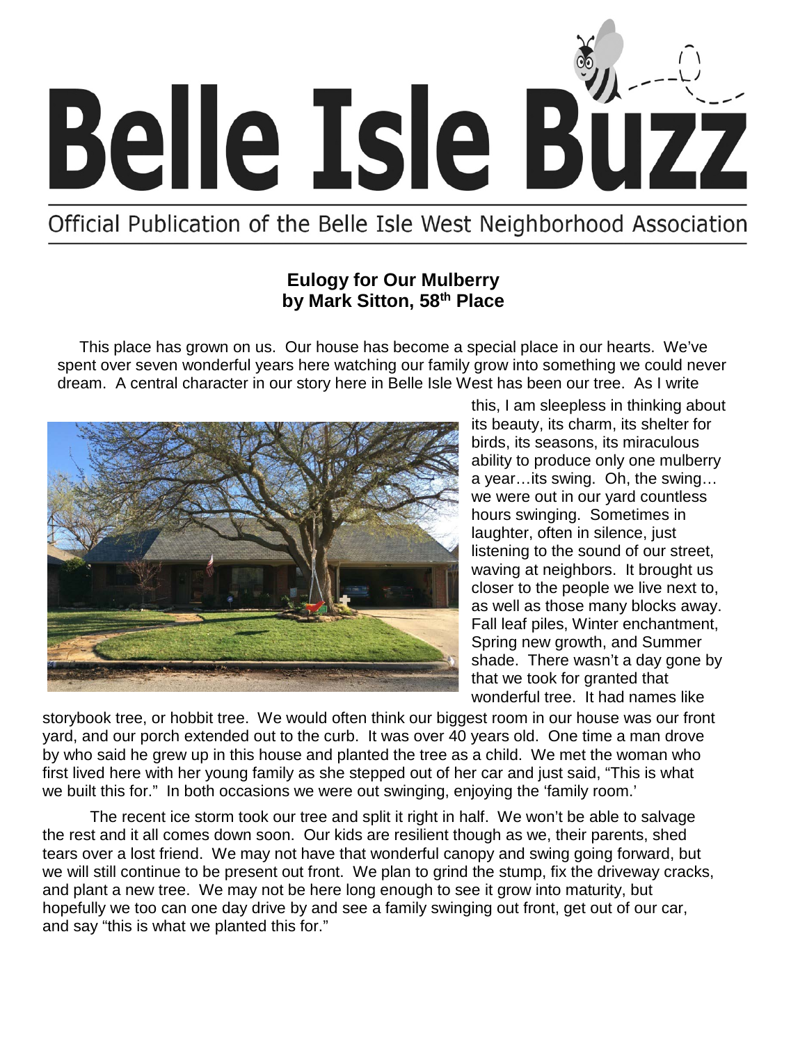# Belle Isle Buzz

Official Publication of the Belle Isle West Neighborhood Association

## Eulogy for Our Mulberry
### by Mark Sitton, 58th Place

This place has grown on us. Our house has become a special place in our hearts. We've spent over seven wonderful years here watching our family grow into something we could never dream. A central character in our story here in Belle Isle West has been our tree. As I write this, I am sleepless in thinking about its beauty, its charm, its shelter for birds, its seasons, its miraculous ability to produce only one mulberry a year…its swing. Oh, the swing… we were out in our yard countless hours swinging. Sometimes in laughter, often in silence, just listening to the sound of our street, waving at neighbors. It brought us closer to the people we live next to, as well as those many blocks away. Fall leaf piles, Winter enchantment, Spring new growth, and Summer shade. There wasn't a day gone by that we took for granted that wonderful tree. It had names like storybook tree, or hobbit tree. We would often think our biggest room in our house was our front yard, and our porch extended out to the curb. It was over 40 years old. One time a man drove by who said he grew up in this house and planted the tree as a child. We met the woman who first lived here with her young family as she stepped out of her car and just said, "This is what we built this for." In both occasions we were out swinging, enjoying the 'family room.'

The recent ice storm took our tree and split it right in half. We won't be able to salvage the rest and it all comes down soon. Our kids are resilient though as we, their parents, shed tears over a lost friend. We may not have that wonderful canopy and swing going forward, but we will still continue to be present out front. We plan to grind the stump, fix the driveway cracks, and plant a new tree. We may not be here long enough to see it grow into maturity, but hopefully we too can one day drive by and see a family swinging out front, get out of our car, and say "this is what we planted this for."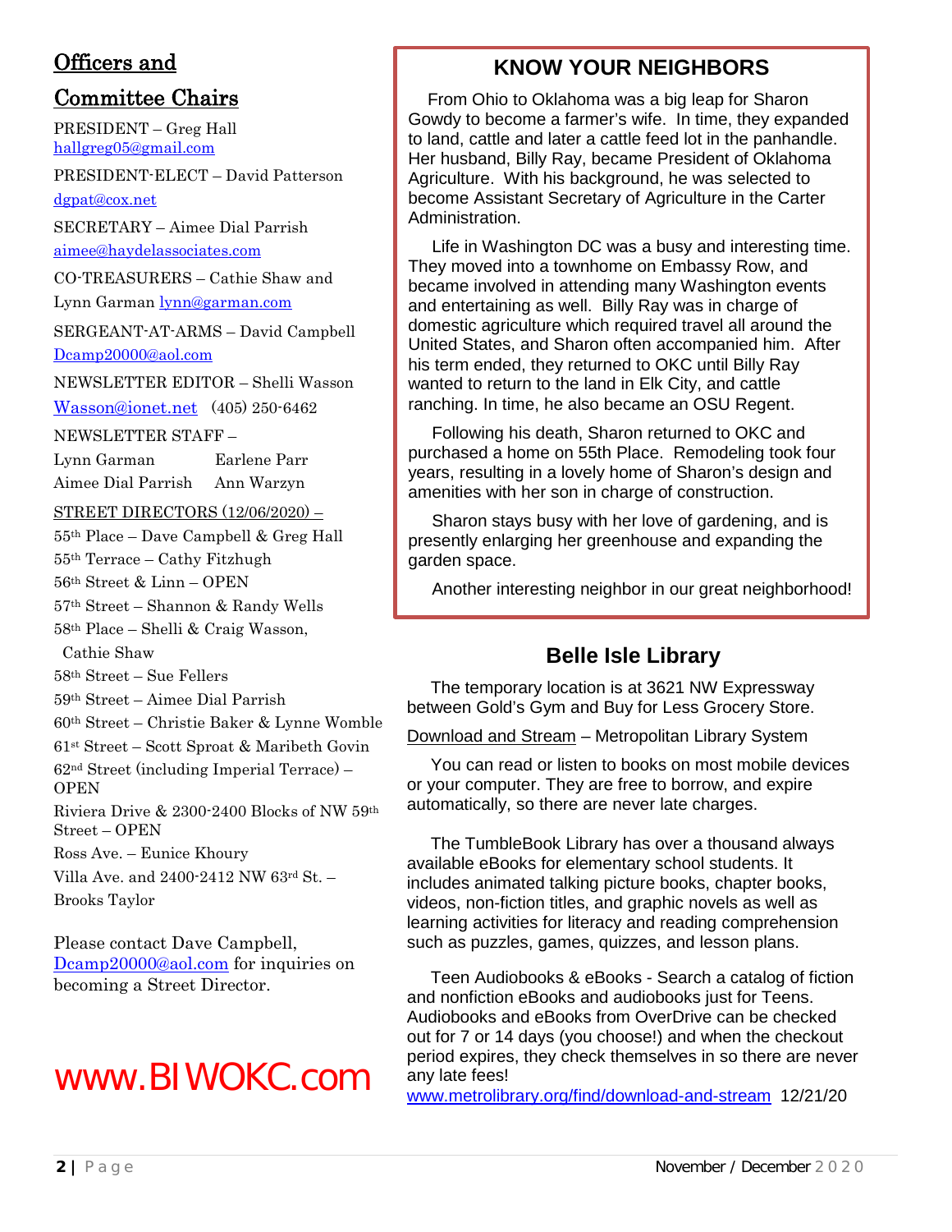## Officers and Committee Chairs

PRESIDENT – Greg Hall
hallgreg05@gmail.com

PRESIDENT-ELECT – David Patterson
dgpat@cox.net

SECRETARY – Aimee Dial Parrish
aimee@haydelassociates.com

CO-TREASURERS – Cathie Shaw and Lynn Garman lynn@garman.com

SERGEANT-AT-ARMS – David Campbell
Dcamp20000@aol.com

NEWSLETTER EDITOR – Shelli Wasson
Wasson@ionet.net (405) 250-6462

NEWSLETTER STAFF –

Lynn Garman  Earlene Parr
Aimee Dial Parrish  Ann Warzyn

STREET DIRECTORS (12/06/2020) –

55th Place – Dave Campbell & Greg Hall
55th Terrace – Cathy Fitzhugh
56th Street & Linn – OPEN
57th Street – Shannon & Randy Wells
58th Place – Shelli & Craig Wasson, Cathie Shaw
58th Street – Sue Fellers
59th Street – Aimee Dial Parrish
60th Street – Christie Baker & Lynne Womble
61st Street – Scott Sproat & Maribeth Govin
62nd Street (including Imperial Terrace) – OPEN
Riviera Drive & 2300-2400 Blocks of NW 59th Street – OPEN
Ross Ave. – Eunice Khoury
Villa Ave. and 2400-2412 NW 63rd St. – Brooks Taylor

Please contact Dave Campbell, Dcamp20000@aol.com for inquiries on becoming a Street Director.

www.BIWOKC.com

## KNOW YOUR NEIGHBORS

From Ohio to Oklahoma was a big leap for Sharon Gowdy to become a farmer's wife. In time, they expanded to land, cattle and later a cattle feed lot in the panhandle. Her husband, Billy Ray, became President of Oklahoma Agriculture. With his background, he was selected to become Assistant Secretary of Agriculture in the Carter Administration.

Life in Washington DC was a busy and interesting time. They moved into a townhome on Embassy Row, and became involved in attending many Washington events and entertaining as well. Billy Ray was in charge of domestic agriculture which required travel all around the United States, and Sharon often accompanied him. After his term ended, they returned to OKC until Billy Ray wanted to return to the land in Elk City, and cattle ranching. In time, he also became an OSU Regent.

Following his death, Sharon returned to OKC and purchased a home on 55th Place. Remodeling took four years, resulting in a lovely home of Sharon's design and amenities with her son in charge of construction.

Sharon stays busy with her love of gardening, and is presently enlarging her greenhouse and expanding the garden space.

Another interesting neighbor in our great neighborhood!

## Belle Isle Library

The temporary location is at 3621 NW Expressway between Gold's Gym and Buy for Less Grocery Store.

Download and Stream – Metropolitan Library System

You can read or listen to books on most mobile devices or your computer. They are free to borrow, and expire automatically, so there are never late charges.

The TumbleBook Library has over a thousand always available eBooks for elementary school students. It includes animated talking picture books, chapter books, videos, non-fiction titles, and graphic novels as well as learning activities for literacy and reading comprehension such as puzzles, games, quizzes, and lesson plans.

Teen Audiobooks & eBooks - Search a catalog of fiction and nonfiction eBooks and audiobooks just for Teens. Audiobooks and eBooks from OverDrive can be checked out for 7 or 14 days (you choose!) and when the checkout period expires, they check themselves in so there are never any late fees!
www.metrolibrary.org/find/download-and-stream 12/21/20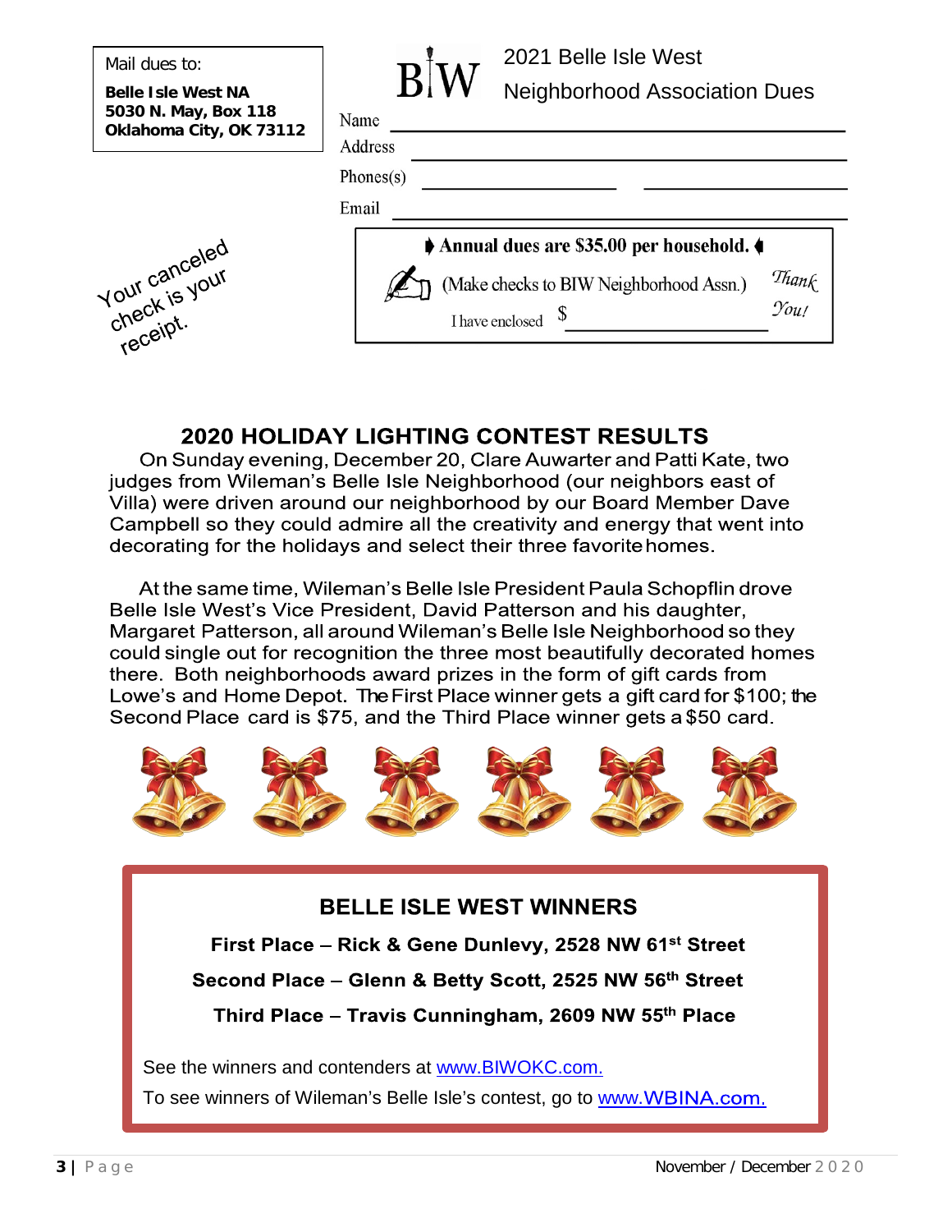Mail dues to:

**Belle Isle West NA**
**5030 N. May, Box 118**
**Oklahoma City, OK 73112**

BIW

2021 Belle Isle West
Neighborhood Association Dues

Name ____________________________________________

Address __________________________________________

Phones(s) ____________________ ____________________

Email ____________________________________________

**Annual dues are $35.00 per household.**

(Make checks to BIW Neighborhood Assn.)

I have enclosed $ ____________________

*Thank You!*

Your canceled check is your receipt.

## 2020 HOLIDAY LIGHTING CONTEST RESULTS

On Sunday evening, December 20, Clare Auwarter and Patti Kate, two judges from Wileman's Belle Isle Neighborhood (our neighbors east of Villa) were driven around our neighborhood by our Board Member Dave Campbell so they could admire all the creativity and energy that went into decorating for the holidays and select their three favorite homes.

At the same time, Wileman's Belle Isle President Paula Schopflin drove Belle Isle West's Vice President, David Patterson and his daughter, Margaret Patterson, all around Wileman's Belle Isle Neighborhood so they could single out for recognition the three most beautifully decorated homes there. Both neighborhoods award prizes in the form of gift cards from Lowe's and Home Depot. The First Place winner gets a gift card for $100; the Second Place card is $75, and the Third Place winner gets a $50 card.

### BELLE ISLE WEST WINNERS

**First Place – Rick & Gene Dunlevy, 2528 NW 61st Street**

**Second Place – Glenn & Betty Scott, 2525 NW 56th Street**

**Third Place – Travis Cunningham, 2609 NW 55th Place**

See the winners and contenders at www.BIWOKC.com.

To see winners of Wileman's Belle Isle's contest, go to www.WBINA.com.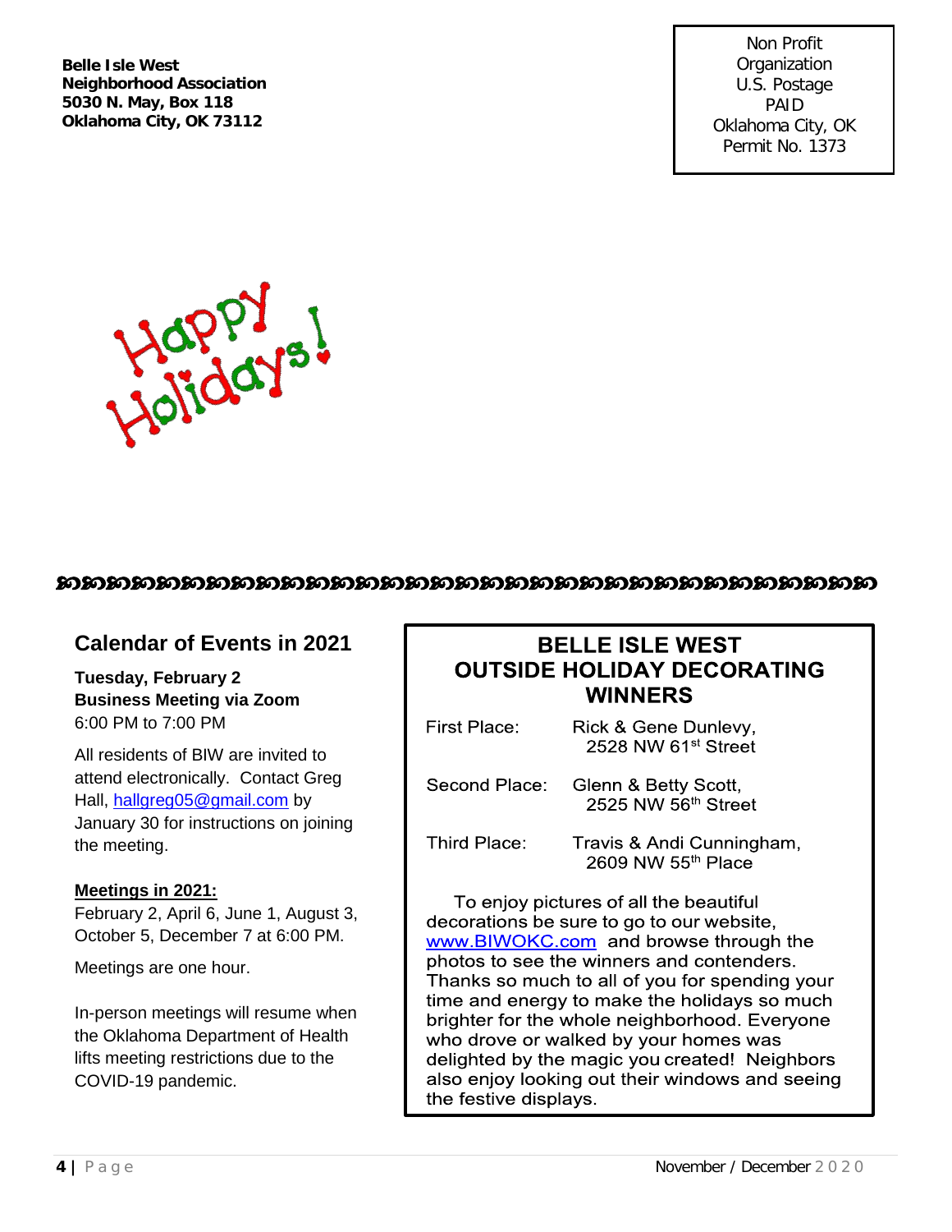**Belle Isle West**
**Neighborhood Association**
**5030 N. May, Box 118**
**Oklahoma City, OK 73112**

Non Profit
Organization
U.S. Postage
PAID
Oklahoma City, OK
Permit No. 1373

## Calendar of Events in 2021

**Tuesday, February 2**
**Business Meeting via Zoom**
6:00 PM to 7:00 PM

All residents of BIW are invited to attend electronically. Contact Greg Hall, hallgreg05@gmail.com by January 30 for instructions on joining the meeting.

**Meetings in 2021:**
February 2, April 6, June 1, August 3, October 5, December 7 at 6:00 PM.

Meetings are one hour.

In-person meetings will resume when the Oklahoma Department of Health lifts meeting restrictions due to the COVID-19 pandemic.

## BELLE ISLE WEST OUTSIDE HOLIDAY DECORATING WINNERS

First Place: Rick & Gene Dunlevy, 2528 NW 61st Street

Second Place: Glenn & Betty Scott, 2525 NW 56th Street

Third Place: Travis & Andi Cunningham, 2609 NW 55th Place

To enjoy pictures of all the beautiful decorations be sure to go to our website, www.BIWOKC.com and browse through the photos to see the winners and contenders. Thanks so much to all of you for spending your time and energy to make the holidays so much brighter for the whole neighborhood. Everyone who drove or walked by your homes was delighted by the magic you created! Neighbors also enjoy looking out their windows and seeing the festive displays.